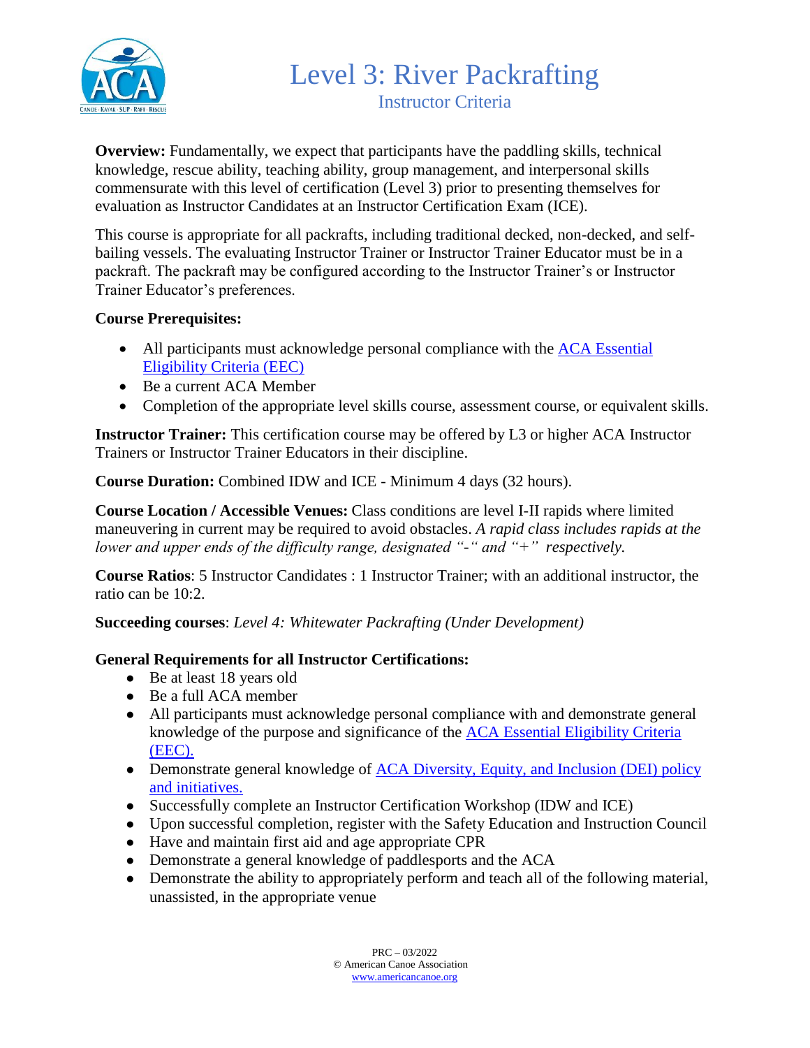# Level 3: River Packrafting

## Instructor Criteria

**Overview:** Fundamentally, we expect that participants have the paddling skills, technical knowledge, rescue ability, teaching ability, group management, and interpersonal skills commensurate with this level of certification (Level 3) prior to presenting themselves for evaluation as Instructor Candidates at an Instructor Certification Exam (ICE).

This course is appropriate for all packrafts, including traditional decked, non-decked, and self-bailing vessels. The evaluating Instructor Trainer or Instructor Trainer Educator must be in a packraft. The packraft may be configured according to the Instructor Trainer's or Instructor Trainer Educator's preferences.

**Course Prerequisites:**

- All participants must acknowledge personal compliance with the ACA Essential Eligibility Criteria (EEC)
- Be a current ACA Member
- Completion of the appropriate level skills course, assessment course, or equivalent skills.

**Instructor Trainer:** This certification course may be offered by L3 or higher ACA Instructor Trainers or Instructor Trainer Educators in their discipline.

**Course Duration:** Combined IDW and ICE - Minimum 4 days (32 hours).

**Course Location / Accessible Venues:** Class conditions are level I-II rapids where limited maneuvering in current may be required to avoid obstacles. *A rapid class includes rapids at the lower and upper ends of the difficulty range, designated "-" and "+" respectively.*

**Course Ratios**: 5 Instructor Candidates : 1 Instructor Trainer; with an additional instructor, the ratio can be 10:2.

**Succeeding courses**: *Level 4: Whitewater Packrafting (Under Development)*

**General Requirements for all Instructor Certifications:**

- Be at least 18 years old
- Be a full ACA member
- All participants must acknowledge personal compliance with and demonstrate general knowledge of the purpose and significance of the ACA Essential Eligibility Criteria (EEC).
- Demonstrate general knowledge of ACA Diversity, Equity, and Inclusion (DEI) policy and initiatives.
- Successfully complete an Instructor Certification Workshop (IDW and ICE)
- Upon successful completion, register with the Safety Education and Instruction Council
- Have and maintain first aid and age appropriate CPR
- Demonstrate a general knowledge of paddlesports and the ACA
- Demonstrate the ability to appropriately perform and teach all of the following material, unassisted, in the appropriate venue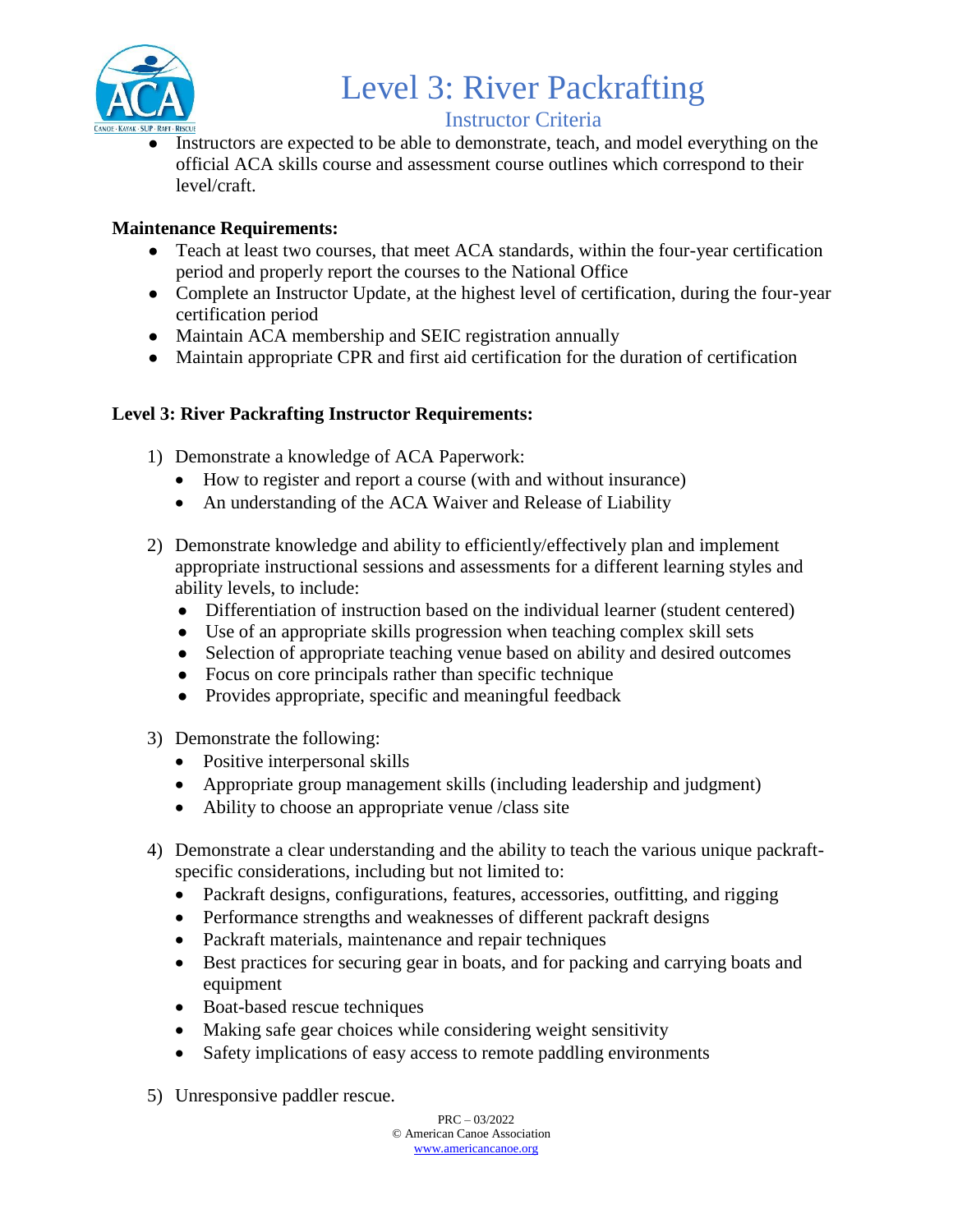# Level 3: River Packrafting

## Instructor Criteria

- Instructors are expected to be able to demonstrate, teach, and model everything on the official ACA skills course and assessment course outlines which correspond to their level/craft.

**Maintenance Requirements:**

- Teach at least two courses, that meet ACA standards, within the four-year certification period and properly report the courses to the National Office
- Complete an Instructor Update, at the highest level of certification, during the four-year certification period
- Maintain ACA membership and SEIC registration annually
- Maintain appropriate CPR and first aid certification for the duration of certification

**Level 3: River Packrafting Instructor Requirements:**

1) Demonstrate a knowledge of ACA Paperwork:
   - How to register and report a course (with and without insurance)
   - An understanding of the ACA Waiver and Release of Liability

2) Demonstrate knowledge and ability to efficiently/effectively plan and implement appropriate instructional sessions and assessments for a different learning styles and ability levels, to include:
   - Differentiation of instruction based on the individual learner (student centered)
   - Use of an appropriate skills progression when teaching complex skill sets
   - Selection of appropriate teaching venue based on ability and desired outcomes
   - Focus on core principals rather than specific technique
   - Provides appropriate, specific and meaningful feedback

3) Demonstrate the following:
   - Positive interpersonal skills
   - Appropriate group management skills (including leadership and judgment)
   - Ability to choose an appropriate venue /class site

4) Demonstrate a clear understanding and the ability to teach the various unique packraft-specific considerations, including but not limited to:
   - Packraft designs, configurations, features, accessories, outfitting, and rigging
   - Performance strengths and weaknesses of different packraft designs
   - Packraft materials, maintenance and repair techniques
   - Best practices for securing gear in boats, and for packing and carrying boats and equipment
   - Boat-based rescue techniques
   - Making safe gear choices while considering weight sensitivity
   - Safety implications of easy access to remote paddling environments

5) Unresponsive paddler rescue.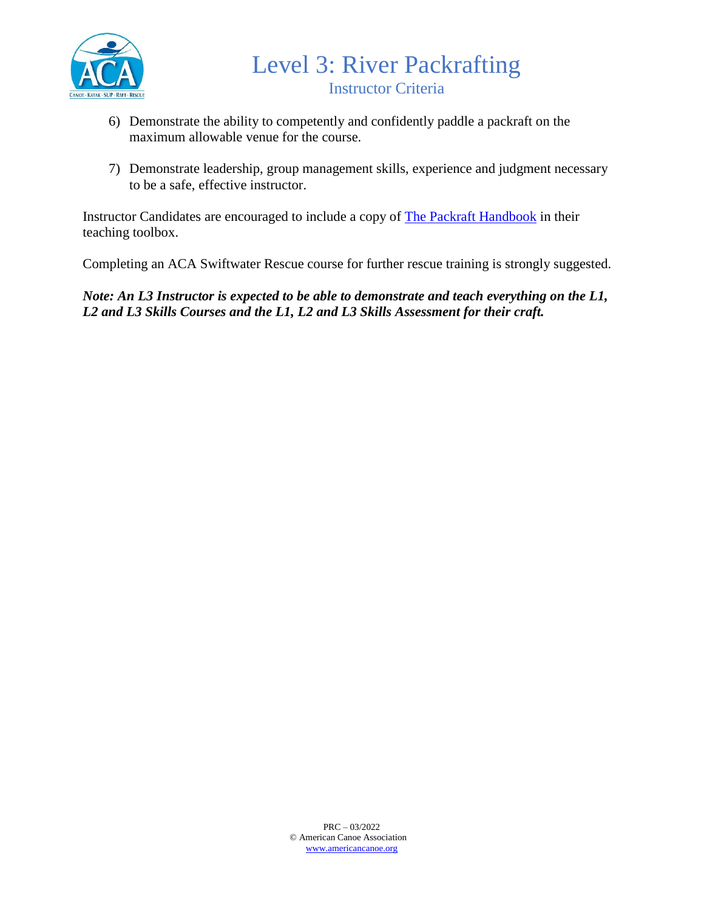6) Demonstrate the ability to competently and confidently paddle a packraft on the maximum allowable venue for the course.

7) Demonstrate leadership, group management skills, experience and judgment necessary to be a safe, effective instructor.

Instructor Candidates are encouraged to include a copy of The Packraft Handbook in their teaching toolbox.

Completing an ACA Swiftwater Rescue course for further rescue training is strongly suggested.

***Note: An L3 Instructor is expected to be able to demonstrate and teach everything on the L1, L2 and L3 Skills Courses and the L1, L2 and L3 Skills Assessment for their craft.***